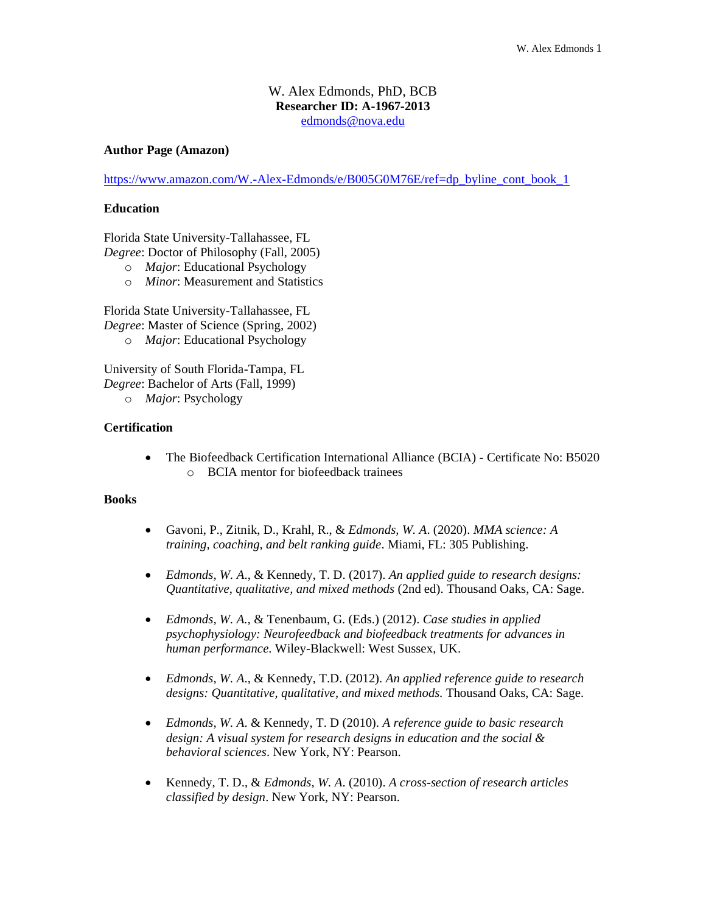# W. Alex Edmonds, PhD, BCB

**Researcher ID: A-1967-2013**

edmonds@nova.edu

**Author Page (Amazon)**

https://www.amazon.com/W.-Alex-Edmonds/e/B005G0M76E/ref=dp_byline_cont_book_1

## Education

Florida State University-Tallahassee, FL
*Degree*: Doctor of Philosophy (Fall, 2005)

- *Major*: Educational Psychology
- *Minor*: Measurement and Statistics

Florida State University-Tallahassee, FL
*Degree*: Master of Science (Spring, 2002)

- *Major*: Educational Psychology

University of South Florida-Tampa, FL
*Degree*: Bachelor of Arts (Fall, 1999)

- *Major*: Psychology

## Certification

- The Biofeedback Certification International Alliance (BCIA) - Certificate No: B5020
  - BCIA mentor for biofeedback trainees

## Books

- Gavoni, P., Zitnik, D., Krahl, R., & *Edmonds, W. A*. (2020). *MMA science: A training, coaching, and belt ranking guide*. Miami, FL: 305 Publishing.

- *Edmonds, W. A*., & Kennedy, T. D. (2017). *An applied guide to research designs: Quantitative, qualitative, and mixed methods* (2nd ed). Thousand Oaks, CA: Sage.

- *Edmonds, W. A.,* & Tenenbaum, G. (Eds.) (2012). *Case studies in applied psychophysiology: Neurofeedback and biofeedback treatments for advances in human performance*. Wiley-Blackwell: West Sussex, UK.

- *Edmonds, W. A*., & Kennedy, T.D. (2012). *An applied reference guide to research designs: Quantitative, qualitative, and mixed methods*. Thousand Oaks, CA: Sage.

- *Edmonds, W. A*. & Kennedy, T. D (2010). *A reference guide to basic research design: A visual system for research designs in education and the social & behavioral sciences*. New York, NY: Pearson.

- Kennedy, T. D., & *Edmonds, W. A*. (2010). *A cross-section of research articles classified by design*. New York, NY: Pearson.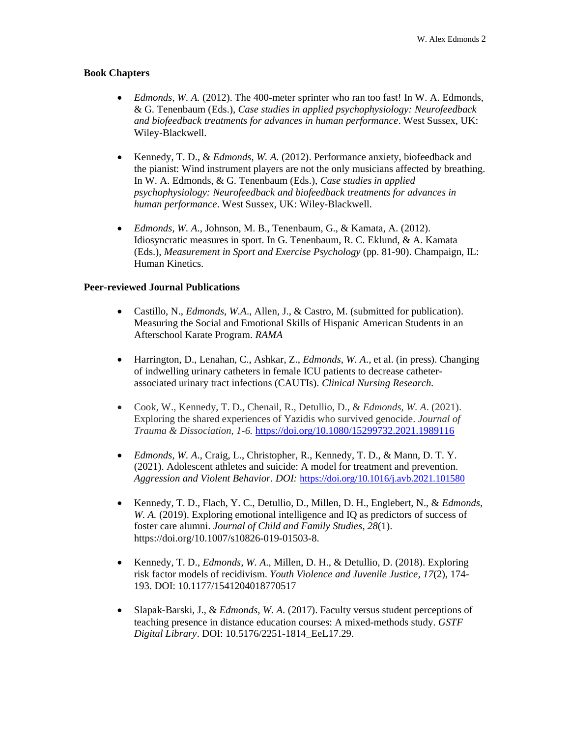### Book Chapters

- *Edmonds, W. A.* (2012). The 400-meter sprinter who ran too fast! In W. A. Edmonds, & G. Tenenbaum (Eds.), *Case studies in applied psychophysiology: Neurofeedback and biofeedback treatments for advances in human performance*. West Sussex, UK: Wiley-Blackwell.

- Kennedy, T. D., & *Edmonds, W. A.* (2012). Performance anxiety, biofeedback and the pianist: Wind instrument players are not the only musicians affected by breathing. In W. A. Edmonds, & G. Tenenbaum (Eds.), *Case studies in applied psychophysiology: Neurofeedback and biofeedback treatments for advances in human performance*. West Sussex, UK: Wiley-Blackwell.

- *Edmonds, W. A.*, Johnson, M. B., Tenenbaum, G., & Kamata, A. (2012). Idiosyncratic measures in sport. In G. Tenenbaum, R. C. Eklund, & A. Kamata (Eds.), *Measurement in Sport and Exercise Psychology* (pp. 81-90). Champaign, IL: Human Kinetics.

### Peer-reviewed Journal Publications

- Castillo, N., *Edmonds, W.A.*, Allen, J., & Castro, M. (submitted for publication). Measuring the Social and Emotional Skills of Hispanic American Students in an Afterschool Karate Program. *RAMA*

- Harrington, D., Lenahan, C., Ashkar, Z., *Edmonds, W. A.*, et al. (in press). Changing of indwelling urinary catheters in female ICU patients to decrease catheter-associated urinary tract infections (CAUTIs). *Clinical Nursing Research.*

- Cook, W., Kennedy, T. D., Chenail, R., Detullio, D., & *Edmonds, W. A.* (2021). Exploring the shared experiences of Yazidis who survived genocide. *Journal of Trauma & Dissociation, 1-6.* https://doi.org/10.1080/15299732.2021.1989116

- *Edmonds, W. A.*, Craig, L., Christopher, R., Kennedy, T. D., & Mann, D. T. Y. (2021). Adolescent athletes and suicide: A model for treatment and prevention. *Aggression and Violent Behavior. DOI:* https://doi.org/10.1016/j.avb.2021.101580

- Kennedy, T. D., Flach, Y. C., Detullio, D., Millen, D. H., Englebert, N., & *Edmonds, W. A.* (2019). Exploring emotional intelligence and IQ as predictors of success of foster care alumni. *Journal of Child and Family Studies*, *28*(1). https://doi.org/10.1007/s10826-019-01503-8.

- Kennedy, T. D., *Edmonds, W. A.*, Millen, D. H., & Detullio, D. (2018). Exploring risk factor models of recidivism. *Youth Violence and Juvenile Justice, 17*(2), 174-193. DOI: 10.1177/1541204018770517

- Slapak-Barski, J., & *Edmonds, W. A.* (2017). Faculty versus student perceptions of teaching presence in distance education courses: A mixed-methods study. *GSTF Digital Library*. DOI: 10.5176/2251-1814_EeL17.29.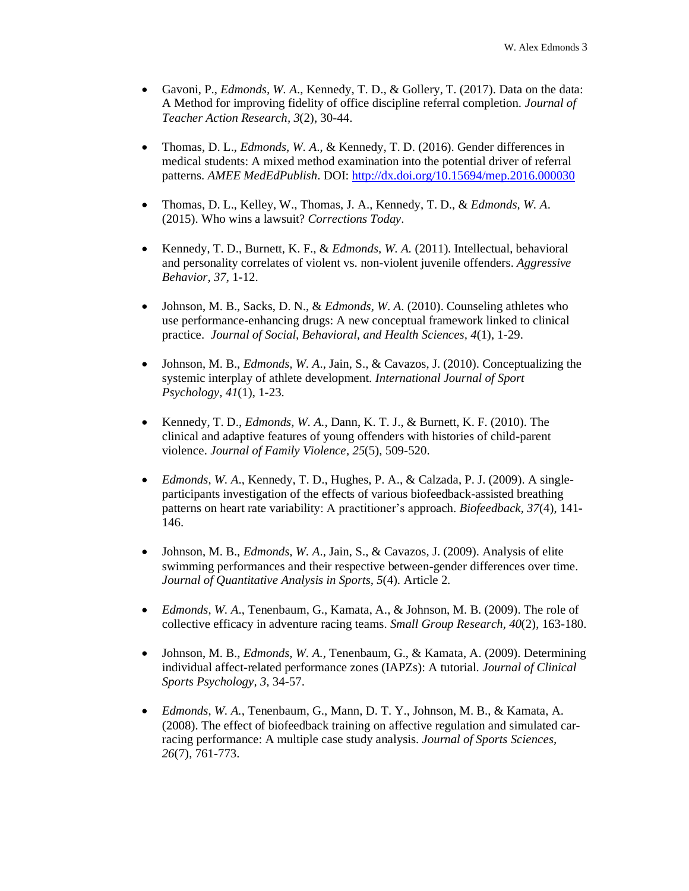- Gavoni, P., *Edmonds, W. A*., Kennedy, T. D., & Gollery, T. (2017). Data on the data: A Method for improving fidelity of office discipline referral completion. *Journal of Teacher Action Research*, *3*(2), 30-44.

- Thomas, D. L., *Edmonds, W. A*., & Kennedy, T. D. (2016). Gender differences in medical students: A mixed method examination into the potential driver of referral patterns. *AMEE MedEdPublish*. DOI: http://dx.doi.org/10.15694/mep.2016.000030

- Thomas, D. L., Kelley, W., Thomas, J. A., Kennedy, T. D., & *Edmonds, W. A*. (2015). Who wins a lawsuit? *Corrections Today*.

- Kennedy, T. D., Burnett, K. F., & *Edmonds, W. A.* (2011). Intellectual, behavioral and personality correlates of violent vs. non-violent juvenile offenders. *Aggressive Behavior*, *37,* 1-12.

- Johnson, M. B., Sacks, D. N., & *Edmonds, W. A*. (2010). Counseling athletes who use performance-enhancing drugs: A new conceptual framework linked to clinical practice. *Journal of Social, Behavioral, and Health Sciences, 4*(1), 1-29.

- Johnson, M. B., *Edmonds, W. A*., Jain, S., & Cavazos, J. (2010). Conceptualizing the systemic interplay of athlete development. *International Journal of Sport Psychology, 41*(1), 1-23.

- Kennedy, T. D., *Edmonds, W. A.*, Dann, K. T. J., & Burnett, K. F. (2010). The clinical and adaptive features of young offenders with histories of child-parent violence. *Journal of Family Violence*, *25*(5), 509-520.

- *Edmonds, W. A*., Kennedy, T. D., Hughes, P. A., & Calzada, P. J. (2009). A single-participants investigation of the effects of various biofeedback-assisted breathing patterns on heart rate variability: A practitioner's approach. *Biofeedback, 37*(4), 141-146.

- Johnson, M. B., *Edmonds, W. A*., Jain, S., & Cavazos, J. (2009). Analysis of elite swimming performances and their respective between-gender differences over time. *Journal of Quantitative Analysis in Sports*, *5*(4). Article 2.

- *Edmonds, W. A*., Tenenbaum, G., Kamata, A., & Johnson, M. B. (2009). The role of collective efficacy in adventure racing teams. *Small Group Research*, *40*(2), 163-180.

- Johnson, M. B., *Edmonds, W. A.*, Tenenbaum, G., & Kamata, A. (2009). Determining individual affect-related performance zones (IAPZs): A tutorial. *Journal of Clinical Sports Psychology, 3,* 34-57.

- *Edmonds, W. A*., Tenenbaum, G., Mann, D. T. Y., Johnson, M. B., & Kamata, A. (2008). The effect of biofeedback training on affective regulation and simulated car-racing performance: A multiple case study analysis. *Journal of Sports Sciences*, *26*(7), 761-773.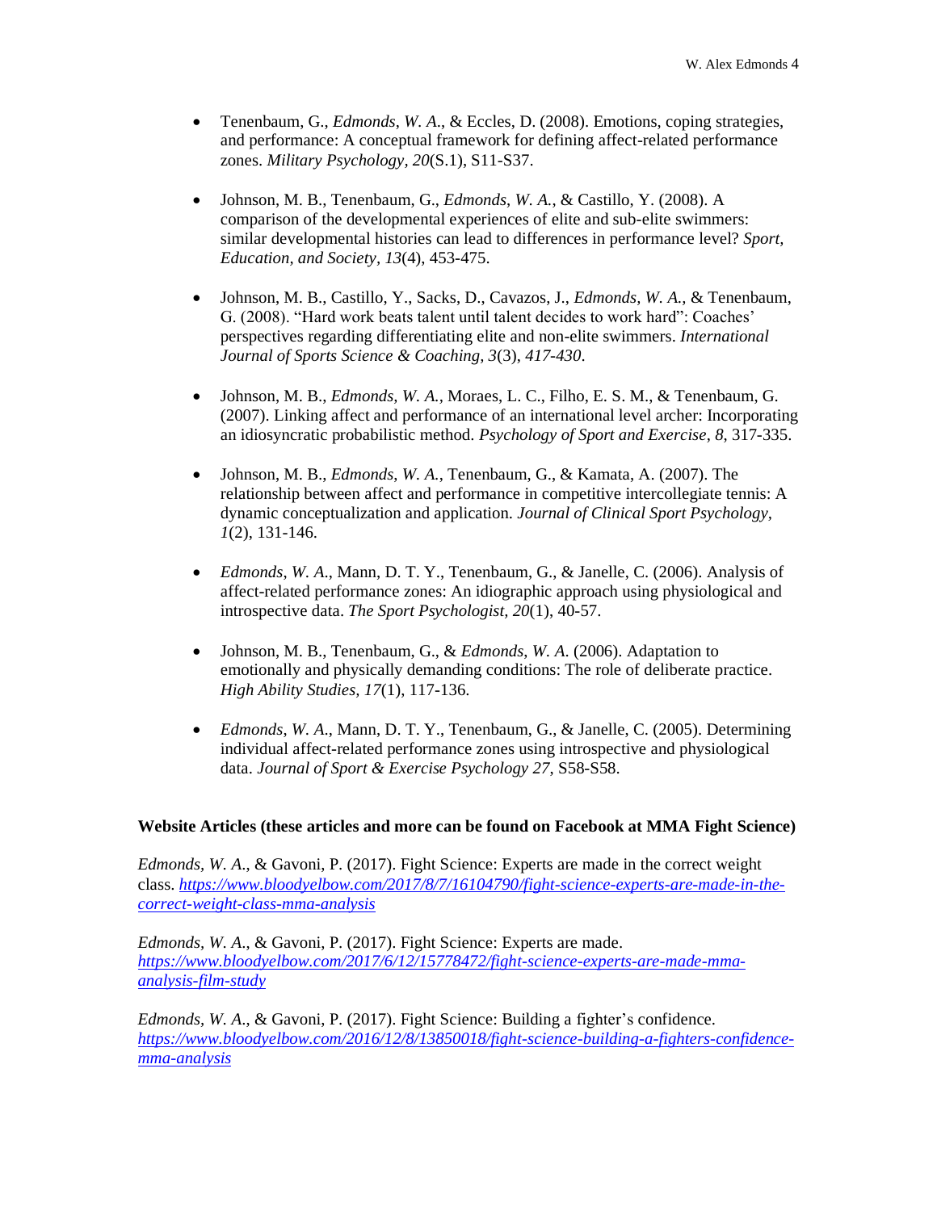- Tenenbaum, G., *Edmonds, W. A.*, & Eccles, D. (2008). Emotions, coping strategies, and performance: A conceptual framework for defining affect-related performance zones. *Military Psychology*, *20*(S.1), S11-S37.

- Johnson, M. B., Tenenbaum, G., *Edmonds, W. A.*, & Castillo, Y. (2008). A comparison of the developmental experiences of elite and sub-elite swimmers: similar developmental histories can lead to differences in performance level? *Sport, Education, and Society*, *13*(4), 453-475.

- Johnson, M. B., Castillo, Y., Sacks, D., Cavazos, J., *Edmonds, W. A.,* & Tenenbaum, G. (2008). "Hard work beats talent until talent decides to work hard": Coaches' perspectives regarding differentiating elite and non-elite swimmers. *International Journal of Sports Science & Coaching*, *3*(3), *417-430*.

- Johnson, M. B., *Edmonds, W. A.*, Moraes, L. C., Filho, E. S. M., & Tenenbaum, G. (2007). Linking affect and performance of an international level archer: Incorporating an idiosyncratic probabilistic method. *Psychology of Sport and Exercise*, *8*, 317-335.

- Johnson, M. B., *Edmonds, W. A.*, Tenenbaum, G., & Kamata, A. (2007). The relationship between affect and performance in competitive intercollegiate tennis: A dynamic conceptualization and application. *Journal of Clinical Sport Psychology*, *1*(2), 131-146.

- *Edmonds, W. A*., Mann, D. T. Y., Tenenbaum, G., & Janelle, C. (2006). Analysis of affect-related performance zones: An idiographic approach using physiological and introspective data. *The Sport Psychologist, 20*(1), 40-57.

- Johnson, M. B., Tenenbaum, G., & *Edmonds, W. A.* (2006). Adaptation to emotionally and physically demanding conditions: The role of deliberate practice. *High Ability Studies, 17*(1), 117-136.

- *Edmonds, W. A*., Mann, D. T. Y., Tenenbaum, G., & Janelle, C. (2005). Determining individual affect-related performance zones using introspective and physiological data. *Journal of Sport & Exercise Psychology 27*, S58-S58.

**Website Articles (these articles and more can be found on Facebook at MMA Fight Science)**

*Edmonds, W. A*., & Gavoni, P. (2017). Fight Science: Experts are made in the correct weight class. *https://www.bloodyelbow.com/2017/8/7/16104790/fight-science-experts-are-made-in-the-correct-weight-class-mma-analysis*

*Edmonds, W. A*., & Gavoni, P. (2017). Fight Science: Experts are made. *https://www.bloodyelbow.com/2017/6/12/15778472/fight-science-experts-are-made-mma-analysis-film-study*

*Edmonds, W. A*., & Gavoni, P. (2017). Fight Science: Building a fighter's confidence. *https://www.bloodyelbow.com/2016/12/8/13850018/fight-science-building-a-fighters-confidence-mma-analysis*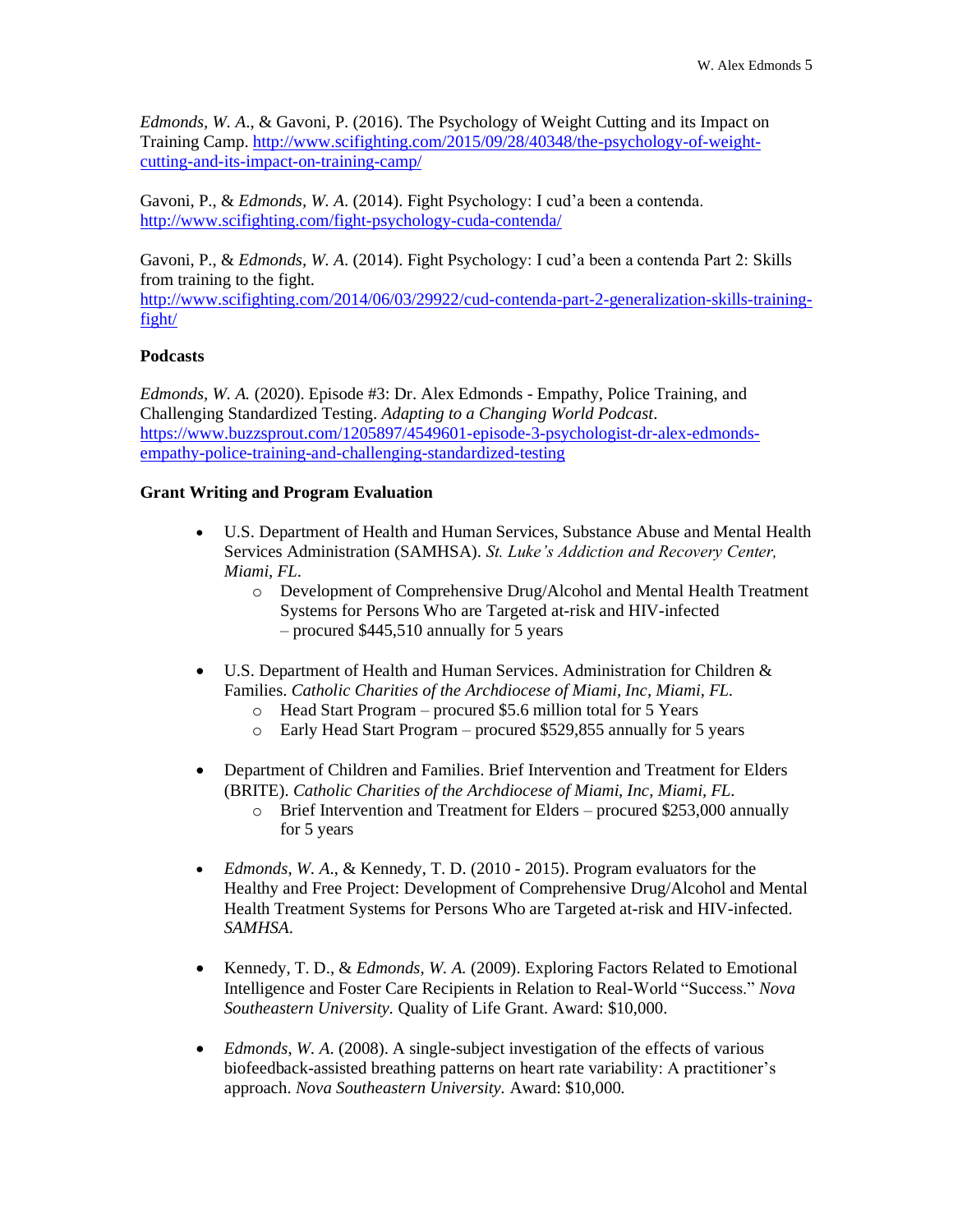*Edmonds, W. A.*, & Gavoni, P. (2016). The Psychology of Weight Cutting and its Impact on Training Camp. http://www.scifighting.com/2015/09/28/40348/the-psychology-of-weight-cutting-and-its-impact-on-training-camp/

Gavoni, P., & *Edmonds, W. A.* (2014). Fight Psychology: I cud'a been a contenda. http://www.scifighting.com/fight-psychology-cuda-contenda/

Gavoni, P., & *Edmonds, W. A.* (2014). Fight Psychology: I cud'a been a contenda Part 2: Skills from training to the fight. http://www.scifighting.com/2014/06/03/29922/cud-contenda-part-2-generalization-skills-training-fight/

**Podcasts**

*Edmonds, W. A.* (2020). Episode #3: Dr. Alex Edmonds - Empathy, Police Training, and Challenging Standardized Testing. *Adapting to a Changing World Podcast*. https://www.buzzsprout.com/1205897/4549601-episode-3-psychologist-dr-alex-edmonds-empathy-police-training-and-challenging-standardized-testing

**Grant Writing and Program Evaluation**

- U.S. Department of Health and Human Services, Substance Abuse and Mental Health Services Administration (SAMHSA). *St. Luke's Addiction and Recovery Center, Miami, FL.*
    - Development of Comprehensive Drug/Alcohol and Mental Health Treatment Systems for Persons Who are Targeted at-risk and HIV-infected – procured $445,510 annually for 5 years

- U.S. Department of Health and Human Services. Administration for Children & Families. *Catholic Charities of the Archdiocese of Miami, Inc, Miami, FL.*
    - Head Start Program – procured $5.6 million total for 5 Years
    - Early Head Start Program – procured $529,855 annually for 5 years

- Department of Children and Families. Brief Intervention and Treatment for Elders (BRITE). *Catholic Charities of the Archdiocese of Miami, Inc, Miami, FL.*
    - Brief Intervention and Treatment for Elders – procured $253,000 annually for 5 years

- *Edmonds, W. A.*, & Kennedy, T. D. (2010 - 2015). Program evaluators for the Healthy and Free Project: Development of Comprehensive Drug/Alcohol and Mental Health Treatment Systems for Persons Who are Targeted at-risk and HIV-infected. *SAMHSA.*

- Kennedy, T. D., & *Edmonds, W. A.* (2009). Exploring Factors Related to Emotional Intelligence and Foster Care Recipients in Relation to Real-World "Success." *Nova Southeastern University.* Quality of Life Grant. Award: $10,000.

- *Edmonds, W. A.* (2008). A single-subject investigation of the effects of various biofeedback-assisted breathing patterns on heart rate variability: A practitioner's approach. *Nova Southeastern University.* Award: $10,000.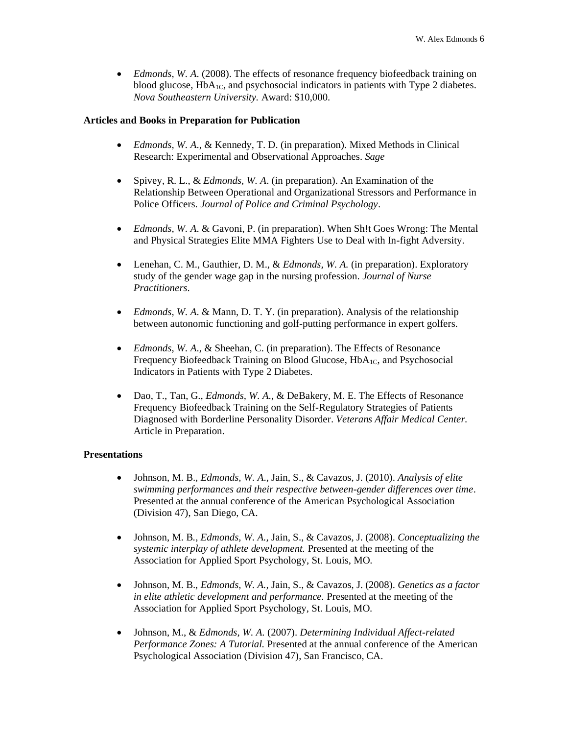- *Edmonds, W. A.* (2008). The effects of resonance frequency biofeedback training on blood glucose, $HbA_{1C}$, and psychosocial indicators in patients with Type 2 diabetes. *Nova Southeastern University.* Award: $10,000.

**Articles and Books in Preparation for Publication**

- *Edmonds, W. A.*, & Kennedy, T. D. (in preparation). Mixed Methods in Clinical Research: Experimental and Observational Approaches. *Sage*

- Spivey, R. L., & *Edmonds, W. A.* (in preparation). An Examination of the Relationship Between Operational and Organizational Stressors and Performance in Police Officers. *Journal of Police and Criminal Psychology*.

- *Edmonds, W. A.* & Gavoni, P. (in preparation). When Sh!t Goes Wrong: The Mental and Physical Strategies Elite MMA Fighters Use to Deal with In-fight Adversity.

- Lenehan, C. M., Gauthier, D. M., & *Edmonds, W. A.* (in preparation). Exploratory study of the gender wage gap in the nursing profession. *Journal of Nurse Practitioners*.

- *Edmonds, W. A.* & Mann, D. T. Y. (in preparation). Analysis of the relationship between autonomic functioning and golf-putting performance in expert golfers.

- *Edmonds, W. A.*, & Sheehan, C. (in preparation). The Effects of Resonance Frequency Biofeedback Training on Blood Glucose, $HbA_{1C}$, and Psychosocial Indicators in Patients with Type 2 Diabetes.

- Dao, T., Tan, G., *Edmonds, W. A.*, & DeBakery, M. E. The Effects of Resonance Frequency Biofeedback Training on the Self-Regulatory Strategies of Patients Diagnosed with Borderline Personality Disorder. *Veterans Affair Medical Center.* Article in Preparation.

**Presentations**

- Johnson, M. B., *Edmonds, W. A.*, Jain, S., & Cavazos, J. (2010). *Analysis of elite swimming performances and their respective between-gender differences over time*. Presented at the annual conference of the American Psychological Association (Division 47), San Diego, CA.

- Johnson, M. B., *Edmonds, W. A.*, Jain, S., & Cavazos, J. (2008). *Conceptualizing the systemic interplay of athlete development.* Presented at the meeting of the Association for Applied Sport Psychology, St. Louis, MO.

- Johnson, M. B., *Edmonds, W. A.*, Jain, S., & Cavazos, J. (2008). *Genetics as a factor in elite athletic development and performance.* Presented at the meeting of the Association for Applied Sport Psychology, St. Louis, MO.

- Johnson, M., & *Edmonds, W. A.* (2007). *Determining Individual Affect-related Performance Zones: A Tutorial.* Presented at the annual conference of the American Psychological Association (Division 47), San Francisco, CA.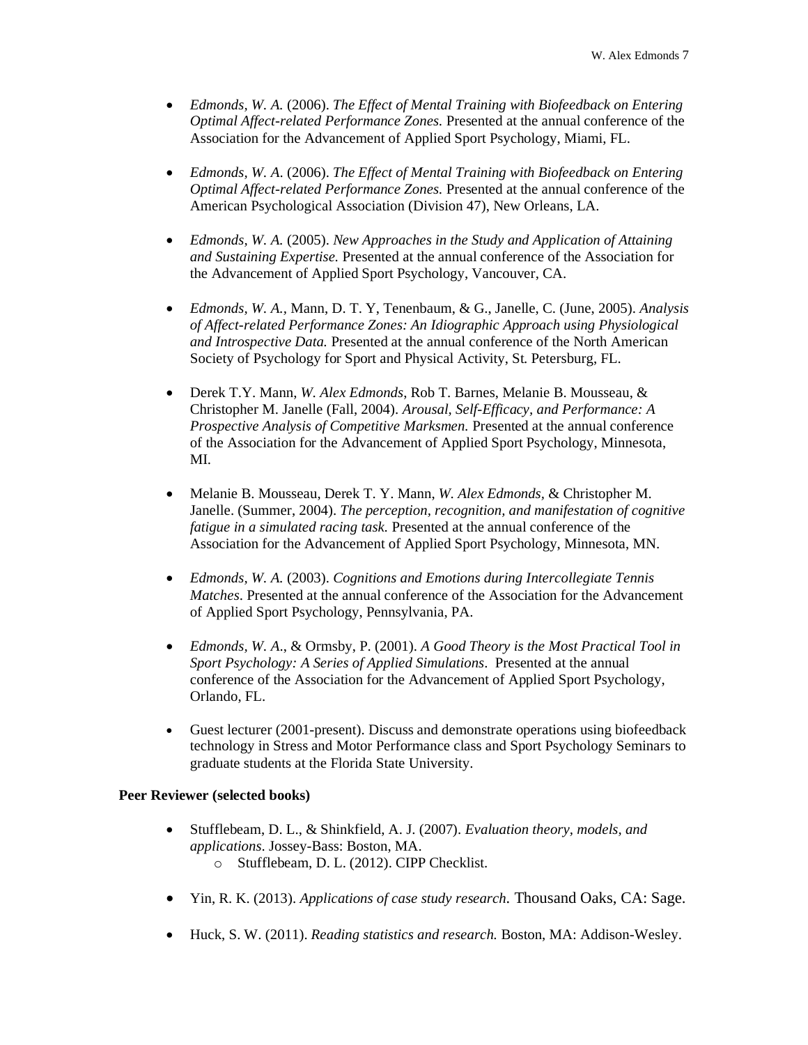- *Edmonds, W. A.* (2006). *The Effect of Mental Training with Biofeedback on Entering Optimal Affect-related Performance Zones.* Presented at the annual conference of the Association for the Advancement of Applied Sport Psychology, Miami, FL.

- *Edmonds, W. A.* (2006). *The Effect of Mental Training with Biofeedback on Entering Optimal Affect-related Performance Zones.* Presented at the annual conference of the American Psychological Association (Division 47), New Orleans, LA.

- *Edmonds, W. A.* (2005). *New Approaches in the Study and Application of Attaining and Sustaining Expertise.* Presented at the annual conference of the Association for the Advancement of Applied Sport Psychology, Vancouver, CA.

- *Edmonds, W. A.*, Mann, D. T. Y, Tenenbaum, & G., Janelle, C. (June, 2005). *Analysis of Affect-related Performance Zones: An Idiographic Approach using Physiological and Introspective Data.* Presented at the annual conference of the North American Society of Psychology for Sport and Physical Activity, St. Petersburg, FL.

- Derek T.Y. Mann, *W. Alex Edmonds*, Rob T. Barnes, Melanie B. Mousseau, & Christopher M. Janelle (Fall, 2004). *Arousal, Self-Efficacy, and Performance: A Prospective Analysis of Competitive Marksmen.* Presented at the annual conference of the Association for the Advancement of Applied Sport Psychology, Minnesota, MI.

- Melanie B. Mousseau, Derek T. Y. Mann, *W. Alex Edmonds*, & Christopher M. Janelle. (Summer, 2004). *The perception, recognition, and manifestation of cognitive fatigue in a simulated racing task.* Presented at the annual conference of the Association for the Advancement of Applied Sport Psychology, Minnesota, MN.

- *Edmonds, W. A.* (2003). *Cognitions and Emotions during Intercollegiate Tennis Matches*. Presented at the annual conference of the Association for the Advancement of Applied Sport Psychology, Pennsylvania, PA.

- *Edmonds, W. A.*, & Ormsby, P. (2001). *A Good Theory is the Most Practical Tool in Sport Psychology: A Series of Applied Simulations*. Presented at the annual conference of the Association for the Advancement of Applied Sport Psychology, Orlando, FL.

- Guest lecturer (2001-present). Discuss and demonstrate operations using biofeedback technology in Stress and Motor Performance class and Sport Psychology Seminars to graduate students at the Florida State University.

**Peer Reviewer (selected books)**

- Stufflebeam, D. L., & Shinkfield, A. J. (2007). *Evaluation theory, models, and applications*. Jossey-Bass: Boston, MA.
  - Stufflebeam, D. L. (2012). CIPP Checklist.

- Yin, R. K. (2013). *Applications of case study research.* Thousand Oaks, CA: Sage.

- Huck, S. W. (2011). *Reading statistics and research.* Boston, MA: Addison-Wesley.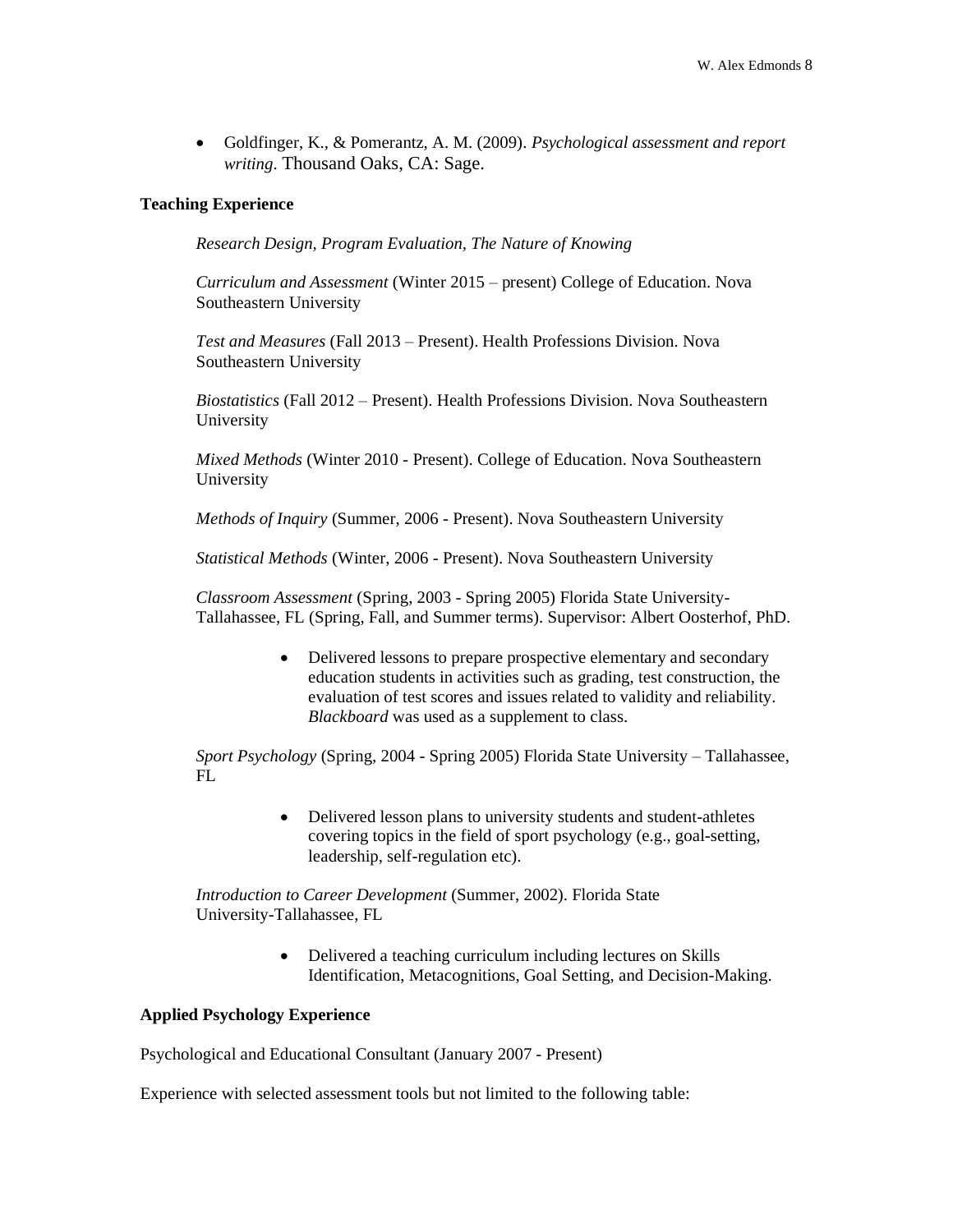- Goldfinger, K., & Pomerantz, A. M. (2009). *Psychological assessment and report writing*. Thousand Oaks, CA: Sage.

**Teaching Experience**

*Research Design, Program Evaluation, The Nature of Knowing*

*Curriculum and Assessment* (Winter 2015 – present) College of Education. Nova Southeastern University

*Test and Measures* (Fall 2013 – Present). Health Professions Division. Nova Southeastern University

*Biostatistics* (Fall 2012 – Present). Health Professions Division. Nova Southeastern University

*Mixed Methods* (Winter 2010 - Present). College of Education. Nova Southeastern University

*Methods of Inquiry* (Summer, 2006 - Present). Nova Southeastern University

*Statistical Methods* (Winter, 2006 - Present). Nova Southeastern University

*Classroom Assessment* (Spring, 2003 - Spring 2005) Florida State University-Tallahassee, FL (Spring, Fall, and Summer terms). Supervisor: Albert Oosterhof, PhD.

- Delivered lessons to prepare prospective elementary and secondary education students in activities such as grading, test construction, the evaluation of test scores and issues related to validity and reliability. *Blackboard* was used as a supplement to class.

*Sport Psychology* (Spring, 2004 - Spring 2005) Florida State University – Tallahassee, FL

- Delivered lesson plans to university students and student-athletes covering topics in the field of sport psychology (e.g., goal-setting, leadership, self-regulation etc).

*Introduction to Career Development* (Summer, 2002). Florida State University-Tallahassee, FL

- Delivered a teaching curriculum including lectures on Skills Identification, Metacognitions, Goal Setting, and Decision-Making.

**Applied Psychology Experience**

Psychological and Educational Consultant (January 2007 - Present)

Experience with selected assessment tools but not limited to the following table: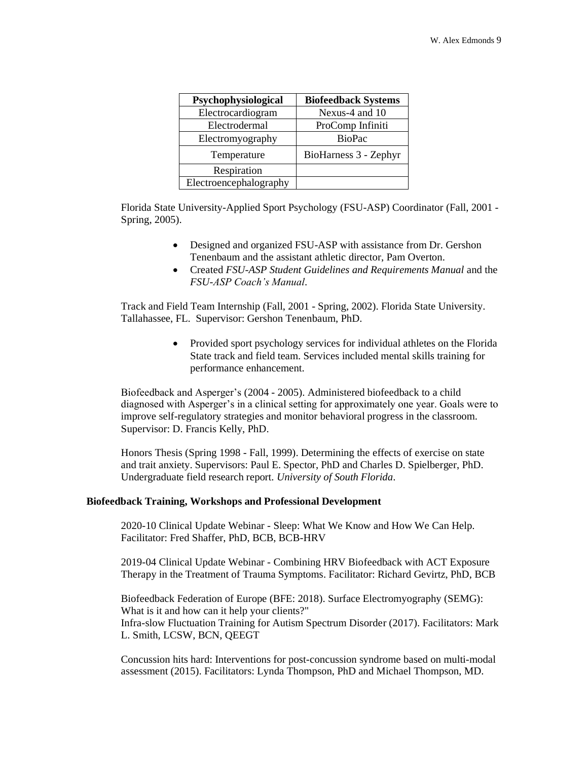| Psychophysiological | Biofeedback Systems |
|---|---|
| Electrocardiogram | Nexus-4 and 10 |
| Electrodermal | ProComp Infiniti |
| Electromyography | BioPac |
| Temperature | BioHarness 3 - Zephyr |
| Respiration | |
| Electroencephalography | |

Florida State University-Applied Sport Psychology (FSU-ASP) Coordinator (Fall, 2001 - Spring, 2005).

- Designed and organized FSU-ASP with assistance from Dr. Gershon Tenenbaum and the assistant athletic director, Pam Overton.
- Created *FSU-ASP Student Guidelines and Requirements Manual* and the *FSU-ASP Coach's Manual*.

Track and Field Team Internship (Fall, 2001 - Spring, 2002). Florida State University. Tallahassee, FL. Supervisor: Gershon Tenenbaum, PhD.

- Provided sport psychology services for individual athletes on the Florida State track and field team. Services included mental skills training for performance enhancement.

Biofeedback and Asperger's (2004 - 2005). Administered biofeedback to a child diagnosed with Asperger's in a clinical setting for approximately one year. Goals were to improve self-regulatory strategies and monitor behavioral progress in the classroom. Supervisor: D. Francis Kelly, PhD.

Honors Thesis (Spring 1998 - Fall, 1999). Determining the effects of exercise on state and trait anxiety. Supervisors: Paul E. Spector, PhD and Charles D. Spielberger, PhD. Undergraduate field research report. *University of South Florida*.

**Biofeedback Training, Workshops and Professional Development**

2020-10 Clinical Update Webinar - Sleep: What We Know and How We Can Help. Facilitator: Fred Shaffer, PhD, BCB, BCB-HRV

2019-04 Clinical Update Webinar - Combining HRV Biofeedback with ACT Exposure Therapy in the Treatment of Trauma Symptoms. Facilitator: Richard Gevirtz, PhD, BCB

Biofeedback Federation of Europe (BFE: 2018). Surface Electromyography (SEMG): What is it and how can it help your clients?"
Infra-slow Fluctuation Training for Autism Spectrum Disorder (2017). Facilitators: Mark L. Smith, LCSW, BCN, QEEGT

Concussion hits hard: Interventions for post-concussion syndrome based on multi-modal assessment (2015). Facilitators: Lynda Thompson, PhD and Michael Thompson, MD.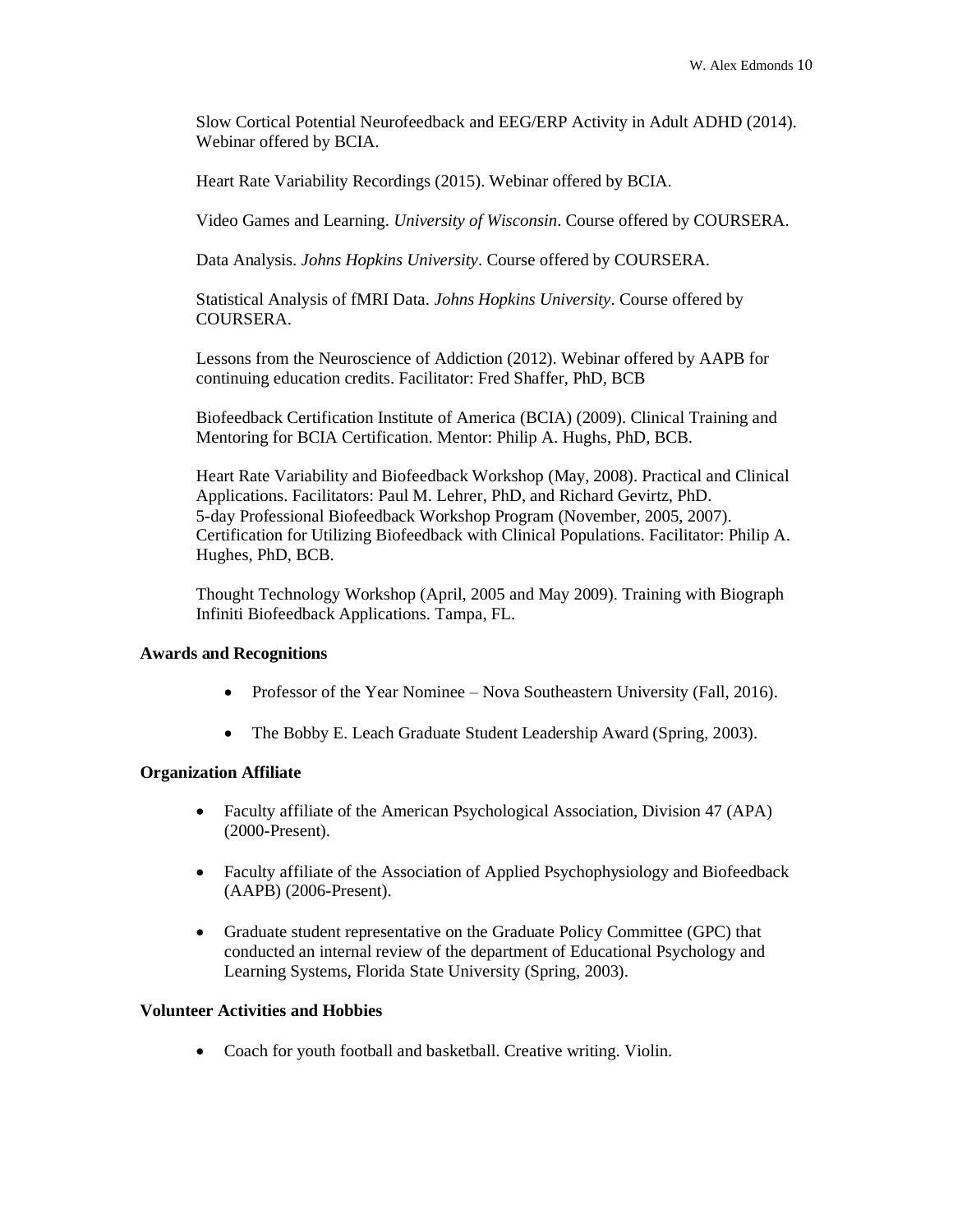Slow Cortical Potential Neurofeedback and EEG/ERP Activity in Adult ADHD (2014). Webinar offered by BCIA.

Heart Rate Variability Recordings (2015). Webinar offered by BCIA.

Video Games and Learning. *University of Wisconsin*. Course offered by COURSERA.

Data Analysis. *Johns Hopkins University*. Course offered by COURSERA.

Statistical Analysis of fMRI Data. *Johns Hopkins University*. Course offered by COURSERA.

Lessons from the Neuroscience of Addiction (2012). Webinar offered by AAPB for continuing education credits. Facilitator: Fred Shaffer, PhD, BCB

Biofeedback Certification Institute of America (BCIA) (2009). Clinical Training and Mentoring for BCIA Certification. Mentor: Philip A. Hughs, PhD, BCB.

Heart Rate Variability and Biofeedback Workshop (May, 2008). Practical and Clinical Applications. Facilitators: Paul M. Lehrer, PhD, and Richard Gevirtz, PhD.
5-day Professional Biofeedback Workshop Program (November, 2005, 2007). Certification for Utilizing Biofeedback with Clinical Populations. Facilitator: Philip A. Hughes, PhD, BCB.

Thought Technology Workshop (April, 2005 and May 2009). Training with Biograph Infiniti Biofeedback Applications. Tampa, FL.

**Awards and Recognitions**

- Professor of the Year Nominee – Nova Southeastern University (Fall, 2016).
- The Bobby E. Leach Graduate Student Leadership Award (Spring, 2003).

**Organization Affiliate**

- Faculty affiliate of the American Psychological Association, Division 47 (APA) (2000-Present).
- Faculty affiliate of the Association of Applied Psychophysiology and Biofeedback (AAPB) (2006-Present).
- Graduate student representative on the Graduate Policy Committee (GPC) that conducted an internal review of the department of Educational Psychology and Learning Systems, Florida State University (Spring, 2003).

**Volunteer Activities and Hobbies**

- Coach for youth football and basketball. Creative writing. Violin.